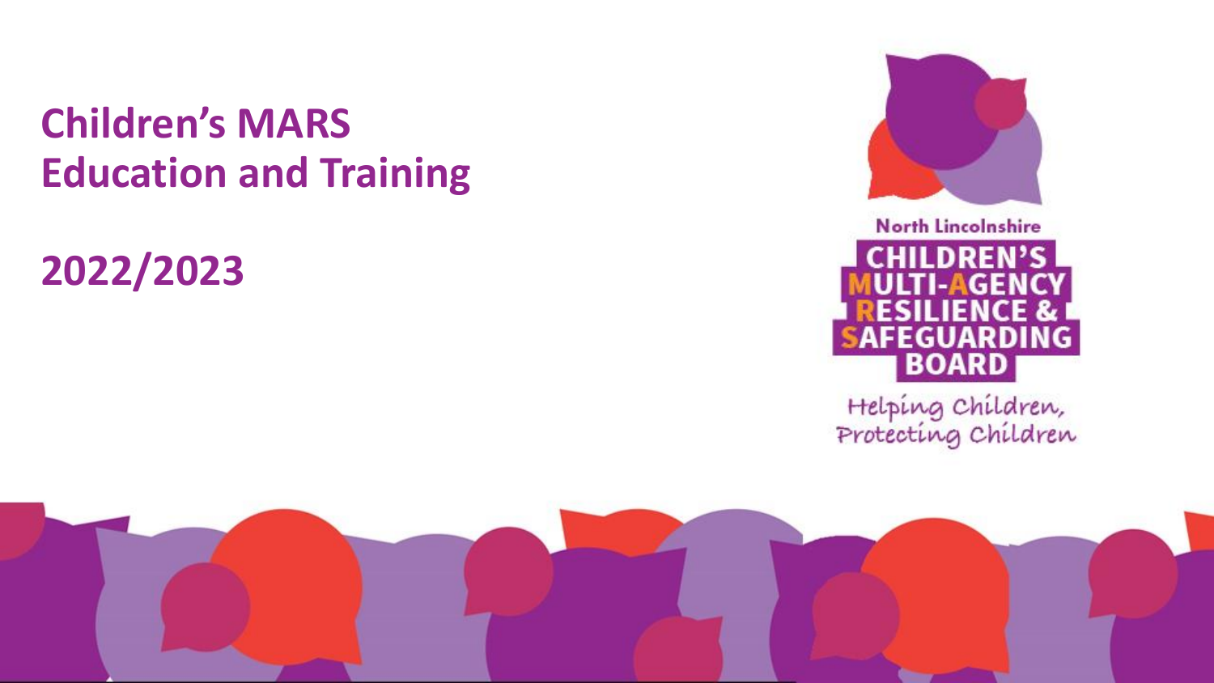# Children's MARS Education and Training

## 2022/2023

North Lincolnshire

CHILDREN'S MULTI-AGENCY RESILIENCE & SAFEGUARDING BOARD

Helping Children, Protecting Children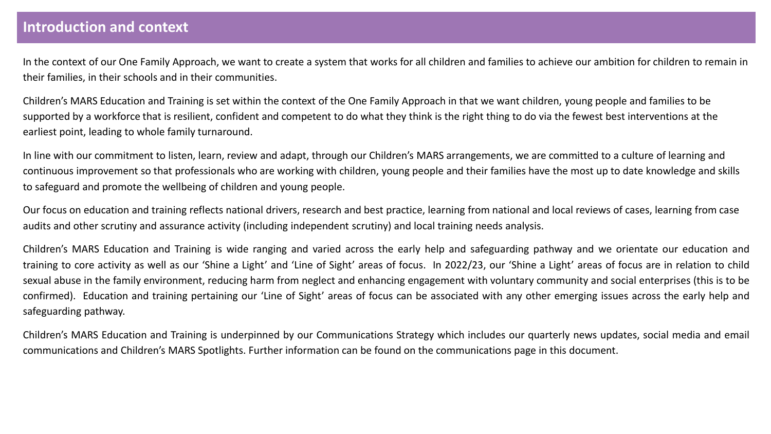## Introduction and context

In the context of our One Family Approach, we want to create a system that works for all children and families to achieve our ambition for children to remain in their families, in their schools and in their communities.

Children's MARS Education and Training is set within the context of the One Family Approach in that we want children, young people and families to be supported by a workforce that is resilient, confident and competent to do what they think is the right thing to do via the fewest best interventions at the earliest point, leading to whole family turnaround.

In line with our commitment to listen, learn, review and adapt, through our Children's MARS arrangements, we are committed to a culture of learning and continuous improvement so that professionals who are working with children, young people and their families have the most up to date knowledge and skills to safeguard and promote the wellbeing of children and young people.

Our focus on education and training reflects national drivers, research and best practice, learning from national and local reviews of cases, learning from case audits and other scrutiny and assurance activity (including independent scrutiny) and local training needs analysis.

Children's MARS Education and Training is wide ranging and varied across the early help and safeguarding pathway and we orientate our education and training to core activity as well as our 'Shine a Light' and 'Line of Sight' areas of focus. In 2022/23, our 'Shine a Light' areas of focus are in relation to child sexual abuse in the family environment, reducing harm from neglect and enhancing engagement with voluntary community and social enterprises (this is to be confirmed). Education and training pertaining our 'Line of Sight' areas of focus can be associated with any other emerging issues across the early help and safeguarding pathway.

Children's MARS Education and Training is underpinned by our Communications Strategy which includes our quarterly news updates, social media and email communications and Children's MARS Spotlights. Further information can be found on the communications page in this document.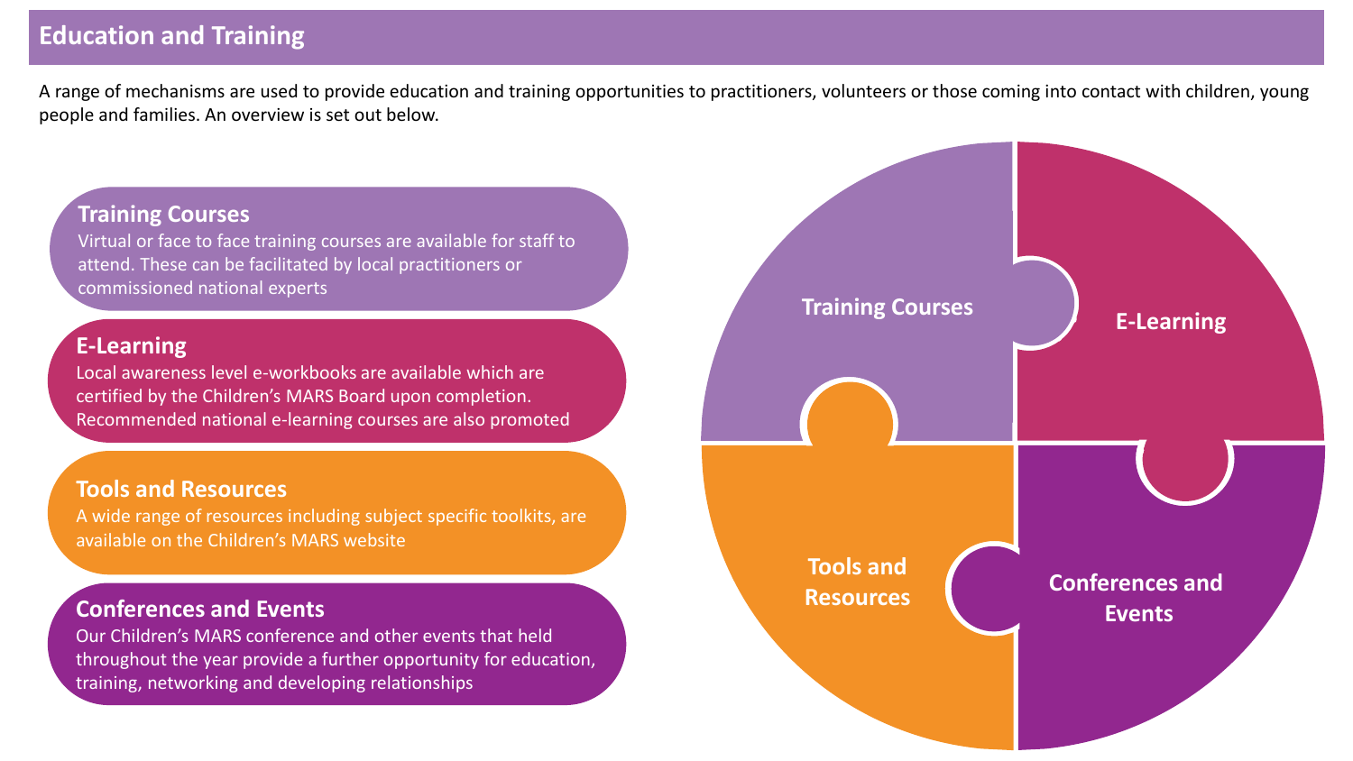## Education and Training

A range of mechanisms are used to provide education and training opportunities to practitioners, volunteers or those coming into contact with children, young people and families. An overview is set out below.

### Training Courses

Virtual or face to face training courses are available for staff to attend. These can be facilitated by local practitioners or commissioned national experts

### E-Learning

Local awareness level e-workbooks are available which are certified by the Children's MARS Board upon completion. Recommended national e-learning courses are also promoted

### Tools and Resources

A wide range of resources including subject specific toolkits, are available on the Children's MARS website

### Conferences and Events

Our Children's MARS conference and other events that held throughout the year provide a further opportunity for education, training, networking and developing relationships

Training Courses | E-Learning | Tools and Resources | Conferences and Events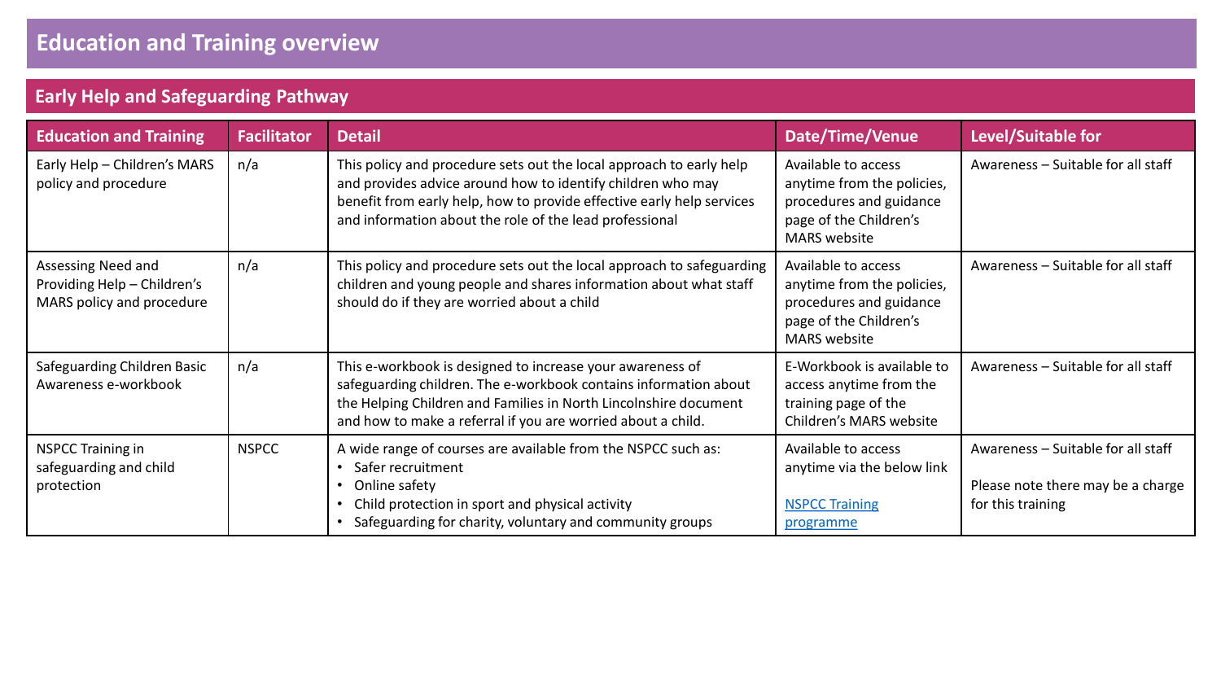# Education and Training overview

## Early Help and Safeguarding Pathway

| Education and Training | Facilitator | Detail | Date/Time/Venue | Level/Suitable for |
|---|---|---|---|---|
| Early Help – Children's MARS policy and procedure | n/a | This policy and procedure sets out the local approach to early help and provides advice around how to identify children who may benefit from early help, how to provide effective early help services and information about the role of the lead professional | Available to access anytime from the policies, procedures and guidance page of the Children's MARS website | Awareness – Suitable for all staff |
| Assessing Need and Providing Help – Children's MARS policy and procedure | n/a | This policy and procedure sets out the local approach to safeguarding children and young people and shares information about what staff should do if they are worried about a child | Available to access anytime from the policies, procedures and guidance page of the Children's MARS website | Awareness – Suitable for all staff |
| Safeguarding Children Basic Awareness e-workbook | n/a | This e-workbook is designed to increase your awareness of safeguarding children. The e-workbook contains information about the Helping Children and Families in North Lincolnshire document and how to make a referral if you are worried about a child. | E-Workbook is available to access anytime from the training page of the Children's MARS website | Awareness – Suitable for all staff |
| NSPCC Training in safeguarding and child protection | NSPCC | A wide range of courses are available from the NSPCC such as:<br>• Safer recruitment<br>• Online safety<br>• Child protection in sport and physical activity<br>• Safeguarding for charity, voluntary and community groups | Available to access anytime via the below link<br><br>NSPCC Training programme | Awareness – Suitable for all staff<br><br>Please note there may be a charge for this training |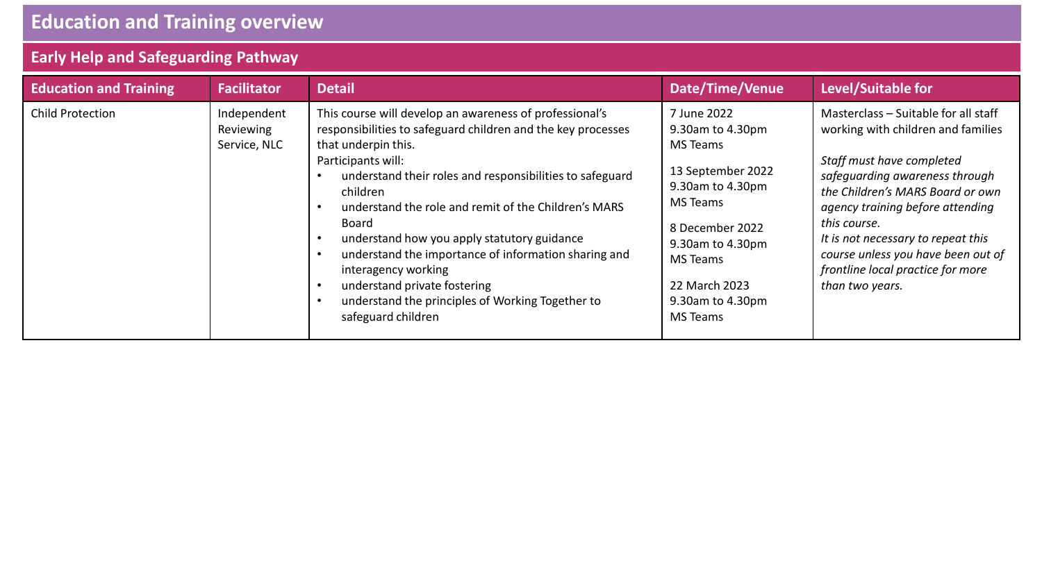# Education and Training overview

## Early Help and Safeguarding Pathway

| Education and Training | Facilitator | Detail | Date/Time/Venue | Level/Suitable for |
|---|---|---|---|---|
| Child Protection | Independent Reviewing Service, NLC | This course will develop an awareness of professional's responsibilities to safeguard children and the key processes that underpin this.<br>Participants will:<br>• understand their roles and responsibilities to safeguard children<br>• understand the role and remit of the Children's MARS Board<br>• understand how you apply statutory guidance<br>• understand the importance of information sharing and interagency working<br>• understand private fostering<br>• understand the principles of Working Together to safeguard children | 7 June 2022<br>9.30am to 4.30pm<br>MS Teams<br><br>13 September 2022<br>9.30am to 4.30pm<br>MS Teams<br><br>8 December 2022<br>9.30am to 4.30pm<br>MS Teams<br><br>22 March 2023<br>9.30am to 4.30pm<br>MS Teams | Masterclass – Suitable for all staff working with children and families<br><br>*Staff must have completed safeguarding awareness through the Children's MARS Board or own agency training before attending this course.*<br>*It is not necessary to repeat this course unless you have been out of frontline local practice for more than two years.* |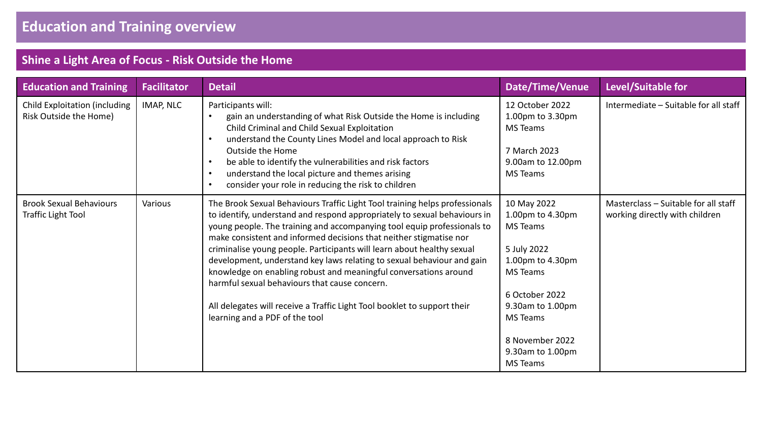# Education and Training overview

## Shine a Light Area of Focus - Risk Outside the Home

| Education and Training | Facilitator | Detail | Date/Time/Venue | Level/Suitable for |
|---|---|---|---|---|
| Child Exploitation (including Risk Outside the Home) | IMAP, NLC | Participants will:<br>• gain an understanding of what Risk Outside the Home is including Child Criminal and Child Sexual Exploitation<br>• understand the County Lines Model and local approach to Risk Outside the Home<br>• be able to identify the vulnerabilities and risk factors<br>• understand the local picture and themes arising<br>• consider your role in reducing the risk to children | 12 October 2022<br>1.00pm to 3.30pm<br>MS Teams<br><br>7 March 2023<br>9.00am to 12.00pm<br>MS Teams | Intermediate – Suitable for all staff |
| Brook Sexual Behaviours Traffic Light Tool | Various | The Brook Sexual Behaviours Traffic Light Tool training helps professionals to identify, understand and respond appropriately to sexual behaviours in young people. The training and accompanying tool equip professionals to make consistent and informed decisions that neither stigmatise nor criminalise young people. Participants will learn about healthy sexual development, understand key laws relating to sexual behaviour and gain knowledge on enabling robust and meaningful conversations around harmful sexual behaviours that cause concern.<br><br>All delegates will receive a Traffic Light Tool booklet to support their learning and a PDF of the tool | 10 May 2022<br>1.00pm to 4.30pm<br>MS Teams<br><br>5 July 2022<br>1.00pm to 4.30pm<br>MS Teams<br><br>6 October 2022<br>9.30am to 1.00pm<br>MS Teams<br><br>8 November 2022<br>9.30am to 1.00pm<br>MS Teams | Masterclass – Suitable for all staff working directly with children |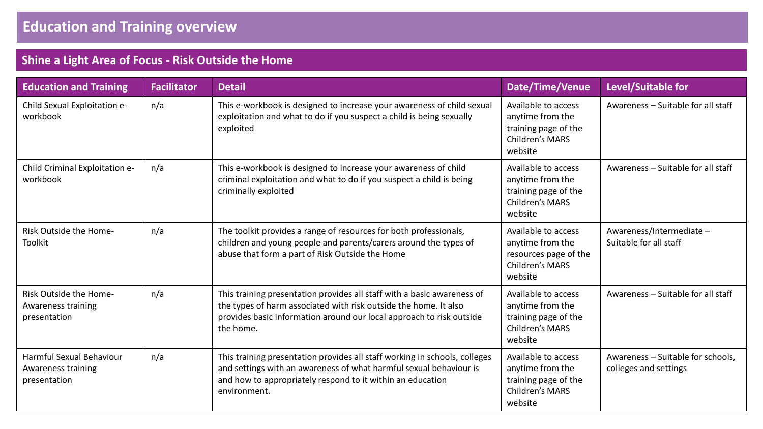# Education and Training overview

## Shine a Light Area of Focus - Risk Outside the Home

| Education and Training | Facilitator | Detail | Date/Time/Venue | Level/Suitable for |
|---|---|---|---|---|
| Child Sexual Exploitation e-workbook | n/a | This e-workbook is designed to increase your awareness of child sexual exploitation and what to do if you suspect a child is being sexually exploited | Available to access anytime from the training page of the Children's MARS website | Awareness – Suitable for all staff |
| Child Criminal Exploitation e-workbook | n/a | This e-workbook is designed to increase your awareness of child criminal exploitation and what to do if you suspect a child is being criminally exploited | Available to access anytime from the training page of the Children's MARS website | Awareness – Suitable for all staff |
| Risk Outside the Home- Toolkit | n/a | The toolkit provides a range of resources for both professionals, children and young people and parents/carers around the types of abuse that form a part of Risk Outside the Home | Available to access anytime from the resources page of the Children's MARS website | Awareness/Intermediate – Suitable for all staff |
| Risk Outside the Home- Awareness training presentation | n/a | This training presentation provides all staff with a basic awareness of the types of harm associated with risk outside the home. It also provides basic information around our local approach to risk outside the home. | Available to access anytime from the training page of the Children's MARS website | Awareness – Suitable for all staff |
| Harmful Sexual Behaviour Awareness training presentation | n/a | This training presentation provides all staff working in schools, colleges and settings with an awareness of what harmful sexual behaviour is and how to appropriately respond to it within an education environment. | Available to access anytime from the training page of the Children's MARS website | Awareness – Suitable for schools, colleges and settings |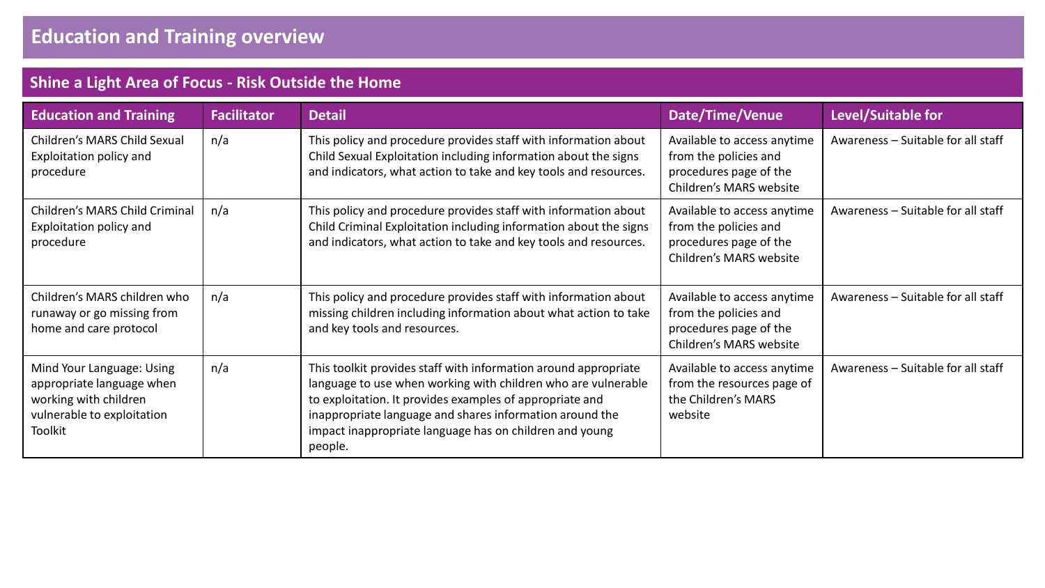# Education and Training overview

## Shine a Light Area of Focus - Risk Outside the Home

| Education and Training | Facilitator | Detail | Date/Time/Venue | Level/Suitable for |
| --- | --- | --- | --- | --- |
| Children's MARS Child Sexual Exploitation policy and procedure | n/a | This policy and procedure provides staff with information about Child Sexual Exploitation including information about the signs and indicators, what action to take and key tools and resources. | Available to access anytime from the policies and procedures page of the Children's MARS website | Awareness – Suitable for all staff |
| Children's MARS Child Criminal Exploitation policy and procedure | n/a | This policy and procedure provides staff with information about Child Criminal Exploitation including information about the signs and indicators, what action to take and key tools and resources. | Available to access anytime from the policies and procedures page of the Children's MARS website | Awareness – Suitable for all staff |
| Children's MARS children who runaway or go missing from home and care protocol | n/a | This policy and procedure provides staff with information about missing children including information about what action to take and key tools and resources. | Available to access anytime from the policies and procedures page of the Children's MARS website | Awareness – Suitable for all staff |
| Mind Your Language: Using appropriate language when working with children vulnerable to exploitation Toolkit | n/a | This toolkit provides staff with information around appropriate language to use when working with children who are vulnerable to exploitation. It provides examples of appropriate and inappropriate language and shares information around the impact inappropriate language has on children and young people. | Available to access anytime from the resources page of the Children's MARS website | Awareness – Suitable for all staff |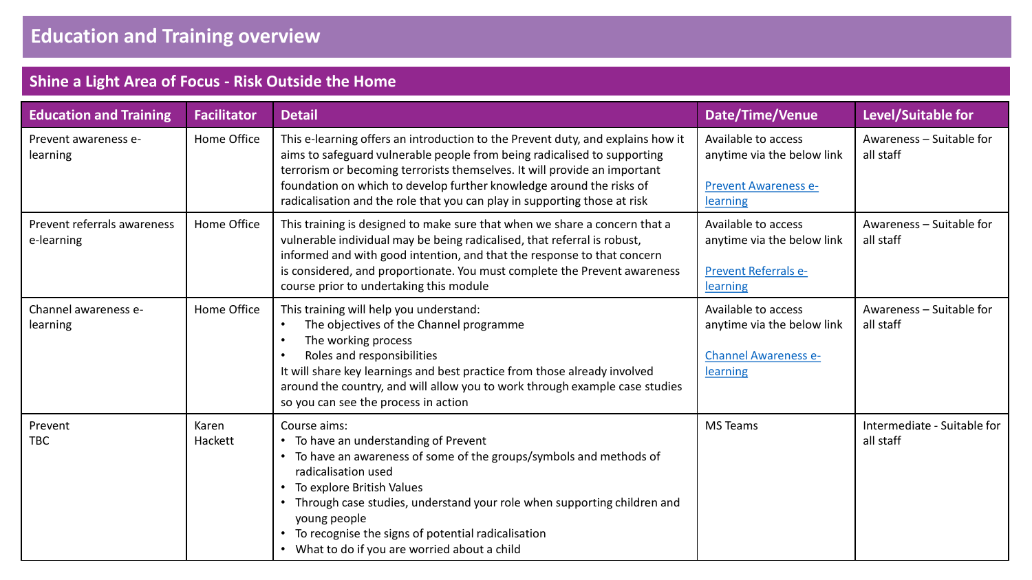# Education and Training overview

## Shine a Light Area of Focus - Risk Outside the Home

| Education and Training | Facilitator | Detail | Date/Time/Venue | Level/Suitable for |
|---|---|---|---|---|
| Prevent awareness e-learning | Home Office | This e-learning offers an introduction to the Prevent duty, and explains how it aims to safeguard vulnerable people from being radicalised to supporting terrorism or becoming terrorists themselves. It will provide an important foundation on which to develop further knowledge around the risks of radicalisation and the role that you can play in supporting those at risk | Available to access anytime via the below link<br><br>Prevent Awareness e-learning | Awareness – Suitable for all staff |
| Prevent referrals awareness e-learning | Home Office | This training is designed to make sure that when we share a concern that a vulnerable individual may be being radicalised, that referral is robust, informed and with good intention, and that the response to that concern is considered, and proportionate. You must complete the Prevent awareness course prior to undertaking this module | Available to access anytime via the below link<br><br>Prevent Referrals e-learning | Awareness – Suitable for all staff |
| Channel awareness e-learning | Home Office | This training will help you understand:<br>• The objectives of the Channel programme<br>• The working process<br>• Roles and responsibilities<br>It will share key learnings and best practice from those already involved around the country, and will allow you to work through example case studies so you can see the process in action | Available to access anytime via the below link<br><br>Channel Awareness e-learning | Awareness – Suitable for all staff |
| Prevent<br>TBC | Karen Hackett | Course aims:<br>• To have an understanding of Prevent<br>• To have an awareness of some of the groups/symbols and methods of radicalisation used<br>• To explore British Values<br>• Through case studies, understand your role when supporting children and young people<br>• To recognise the signs of potential radicalisation<br>• What to do if you are worried about a child | MS Teams | Intermediate - Suitable for all staff |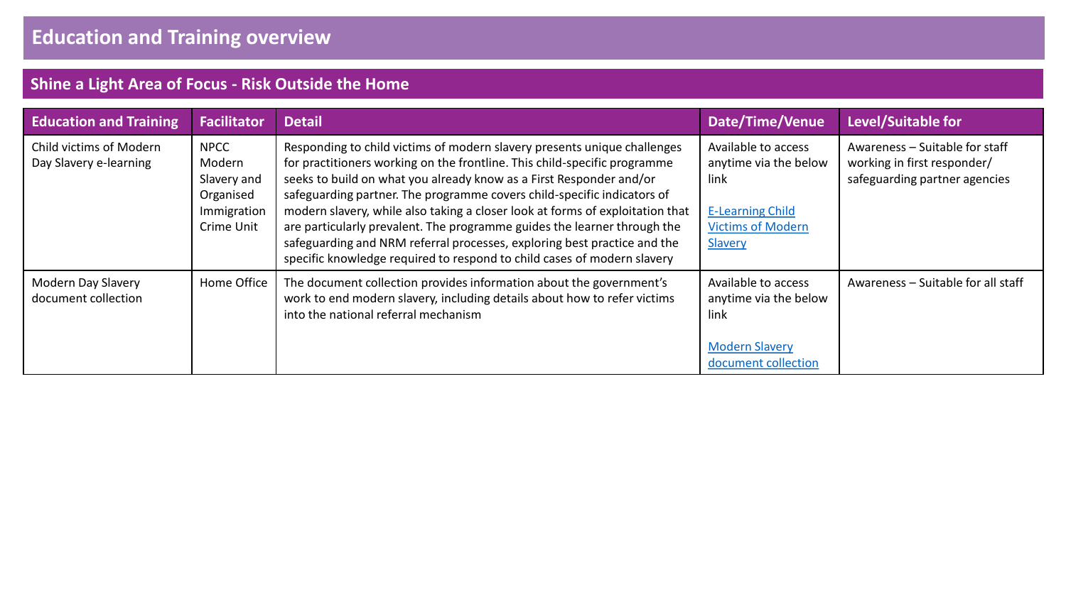# Education and Training overview

## Shine a Light Area of Focus - Risk Outside the Home

| Education and Training | Facilitator | Detail | Date/Time/Venue | Level/Suitable for |
|---|---|---|---|---|
| Child victims of Modern Day Slavery e-learning | NPCC Modern Slavery and Organised Immigration Crime Unit | Responding to child victims of modern slavery presents unique challenges for practitioners working on the frontline. This child-specific programme seeks to build on what you already know as a First Responder and/or safeguarding partner. The programme covers child-specific indicators of modern slavery, while also taking a closer look at forms of exploitation that are particularly prevalent. The programme guides the learner through the safeguarding and NRM referral processes, exploring best practice and the specific knowledge required to respond to child cases of modern slavery | Available to access anytime via the below link<br><br>E-Learning Child Victims of Modern Slavery | Awareness – Suitable for staff working in first responder/ safeguarding partner agencies |
| Modern Day Slavery document collection | Home Office | The document collection provides information about the government's work to end modern slavery, including details about how to refer victims into the national referral mechanism | Available to access anytime via the below link<br><br>Modern Slavery document collection | Awareness – Suitable for all staff |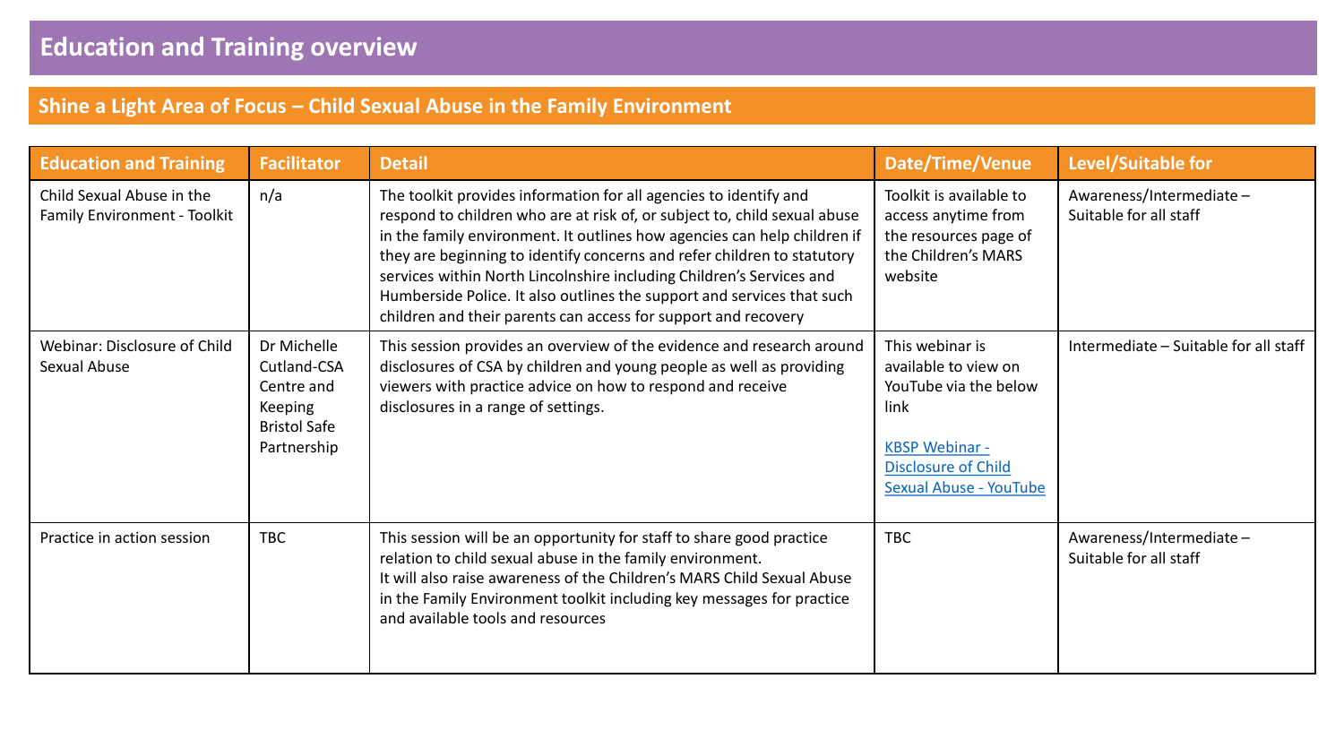# Education and Training overview

## Shine a Light Area of Focus – Child Sexual Abuse in the Family Environment

| Education and Training | Facilitator | Detail | Date/Time/Venue | Level/Suitable for |
|---|---|---|---|---|
| Child Sexual Abuse in the Family Environment - Toolkit | n/a | The toolkit provides information for all agencies to identify and respond to children who are at risk of, or subject to, child sexual abuse in the family environment. It outlines how agencies can help children if they are beginning to identify concerns and refer children to statutory services within North Lincolnshire including Children's Services and Humberside Police. It also outlines the support and services that such children and their parents can access for support and recovery | Toolkit is available to access anytime from the resources page of the Children's MARS website | Awareness/Intermediate – Suitable for all staff |
| Webinar: Disclosure of Child Sexual Abuse | Dr Michelle Cutland-CSA Centre and Keeping Bristol Safe Partnership | This session provides an overview of the evidence and research around disclosures of CSA by children and young people as well as providing viewers with practice advice on how to respond and receive disclosures in a range of settings. | This webinar is available to view on YouTube via the below link<br><br>[KBSP Webinar - Disclosure of Child Sexual Abuse - YouTube]() | Intermediate – Suitable for all staff |
| Practice in action session | TBC | This session will be an opportunity for staff to share good practice relation to child sexual abuse in the family environment.<br>It will also raise awareness of the Children's MARS Child Sexual Abuse in the Family Environment toolkit including key messages for practice and available tools and resources | TBC | Awareness/Intermediate – Suitable for all staff |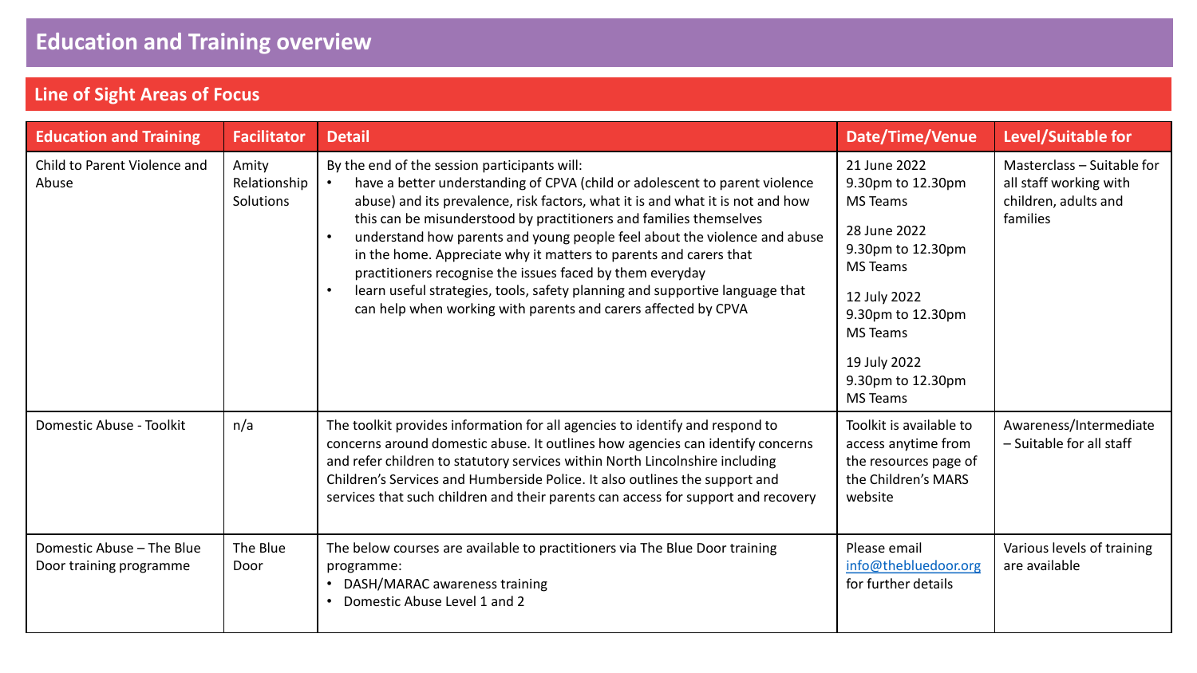# Education and Training overview

## Line of Sight Areas of Focus

| Education and Training | Facilitator | Detail | Date/Time/Venue | Level/Suitable for |
|---|---|---|---|---|
| Child to Parent Violence and Abuse | Amity Relationship Solutions | By the end of the session participants will:<br>• have a better understanding of CPVA (child or adolescent to parent violence abuse) and its prevalence, risk factors, what it is and what it is not and how this can be misunderstood by practitioners and families themselves<br>• understand how parents and young people feel about the violence and abuse in the home. Appreciate why it matters to parents and carers that practitioners recognise the issues faced by them everyday<br>• learn useful strategies, tools, safety planning and supportive language that can help when working with parents and carers affected by CPVA | 21 June 2022<br>9.30pm to 12.30pm<br>MS Teams<br><br>28 June 2022<br>9.30pm to 12.30pm<br>MS Teams<br><br>12 July 2022<br>9.30pm to 12.30pm<br>MS Teams<br><br>19 July 2022<br>9.30pm to 12.30pm<br>MS Teams | Masterclass – Suitable for all staff working with children, adults and families |
| Domestic Abuse - Toolkit | n/a | The toolkit provides information for all agencies to identify and respond to concerns around domestic abuse. It outlines how agencies can identify concerns and refer children to statutory services within North Lincolnshire including Children's Services and Humberside Police. It also outlines the support and services that such children and their parents can access for support and recovery | Toolkit is available to access anytime from the resources page of the Children's MARS website | Awareness/Intermediate – Suitable for all staff |
| Domestic Abuse – The Blue Door training programme | The Blue Door | The below courses are available to practitioners via The Blue Door training programme:<br>• DASH/MARAC awareness training<br>• Domestic Abuse Level 1 and 2 | Please email info@thebluedoor.org for further details | Various levels of training are available |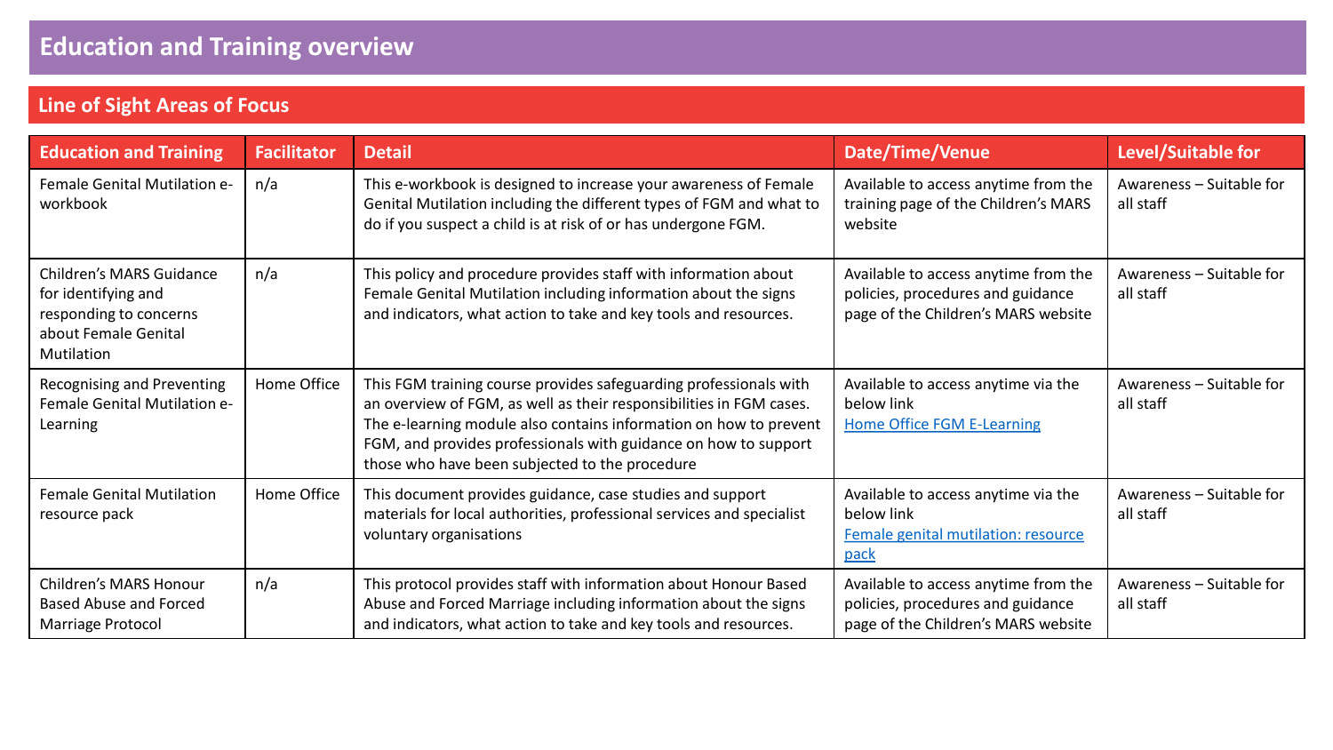# Education and Training overview

## Line of Sight Areas of Focus

| Education and Training | Facilitator | Detail | Date/Time/Venue | Level/Suitable for |
|---|---|---|---|---|
| Female Genital Mutilation e-workbook | n/a | This e-workbook is designed to increase your awareness of Female Genital Mutilation including the different types of FGM and what to do if you suspect a child is at risk of or has undergone FGM. | Available to access anytime from the training page of the Children's MARS website | Awareness – Suitable for all staff |
| Children's MARS Guidance for identifying and responding to concerns about Female Genital Mutilation | n/a | This policy and procedure provides staff with information about Female Genital Mutilation including information about the signs and indicators, what action to take and key tools and resources. | Available to access anytime from the policies, procedures and guidance page of the Children's MARS website | Awareness – Suitable for all staff |
| Recognising and Preventing Female Genital Mutilation e-Learning | Home Office | This FGM training course provides safeguarding professionals with an overview of FGM, as well as their responsibilities in FGM cases. The e-learning module also contains information on how to prevent FGM, and provides professionals with guidance on how to support those who have been subjected to the procedure | Available to access anytime via the below link [Home Office FGM E-Learning] | Awareness – Suitable for all staff |
| Female Genital Mutilation resource pack | Home Office | This document provides guidance, case studies and support materials for local authorities, professional services and specialist voluntary organisations | Available to access anytime via the below link [Female genital mutilation: resource pack] | Awareness – Suitable for all staff |
| Children's MARS Honour Based Abuse and Forced Marriage Protocol | n/a | This protocol provides staff with information about Honour Based Abuse and Forced Marriage including information about the signs and indicators, what action to take and key tools and resources. | Available to access anytime from the policies, procedures and guidance page of the Children's MARS website | Awareness – Suitable for all staff |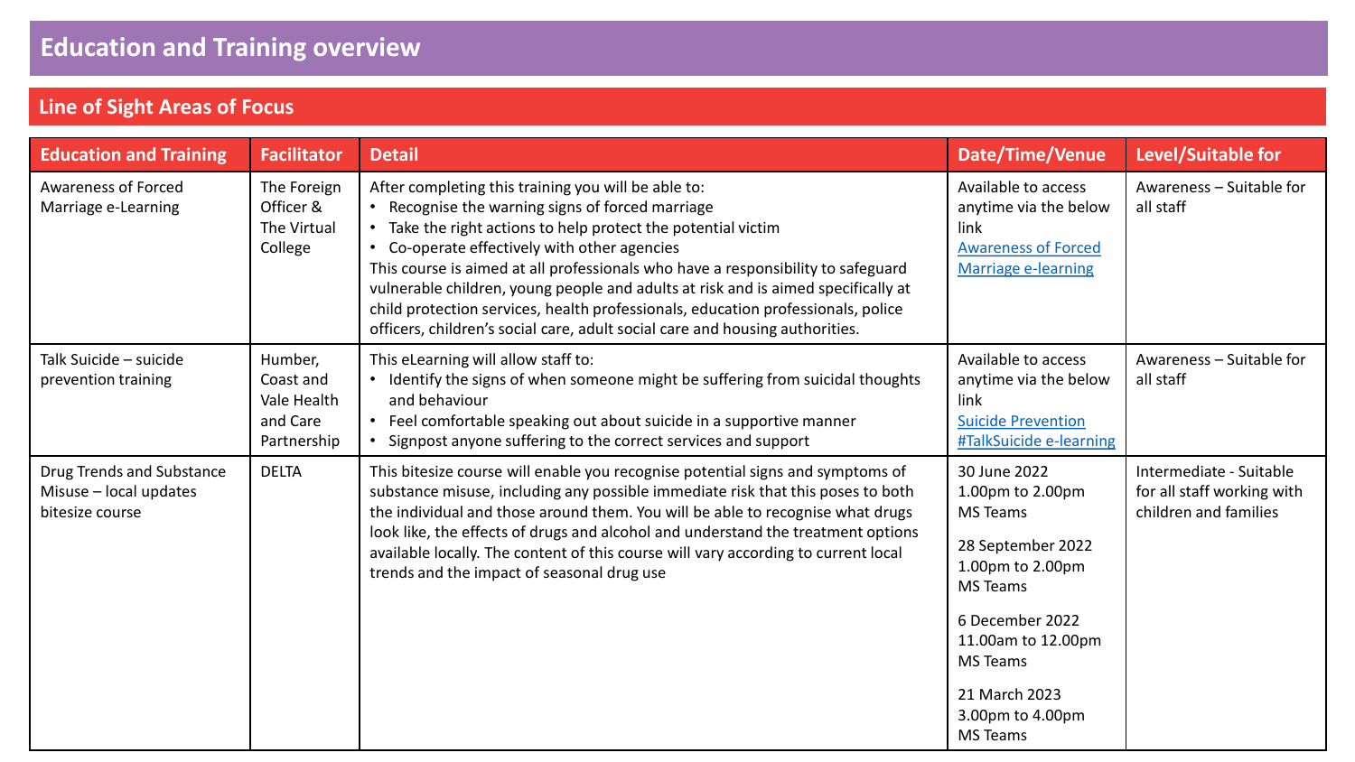# Education and Training overview

## Line of Sight Areas of Focus

| Education and Training | Facilitator | Detail | Date/Time/Venue | Level/Suitable for |
|---|---|---|---|---|
| Awareness of Forced Marriage e-Learning | The Foreign Officer & The Virtual College | After completing this training you will be able to:<br>• Recognise the warning signs of forced marriage<br>• Take the right actions to help protect the potential victim<br>• Co-operate effectively with other agencies<br>This course is aimed at all professionals who have a responsibility to safeguard vulnerable children, young people and adults at risk and is aimed specifically at child protection services, health professionals, education professionals, police officers, children's social care, adult social care and housing authorities. | Available to access anytime via the below link<br>Awareness of Forced Marriage e-learning | Awareness – Suitable for all staff |
| Talk Suicide – suicide prevention training | Humber, Coast and Vale Health and Care Partnership | This eLearning will allow staff to:<br>• Identify the signs of when someone might be suffering from suicidal thoughts and behaviour<br>• Feel comfortable speaking out about suicide in a supportive manner<br>• Signpost anyone suffering to the correct services and support | Available to access anytime via the below link<br>Suicide Prevention #TalkSuicide e-learning | Awareness – Suitable for all staff |
| Drug Trends and Substance Misuse – local updates bitesize course | DELTA | This bitesize course will enable you recognise potential signs and symptoms of substance misuse, including any possible immediate risk that this poses to both the individual and those around them. You will be able to recognise what drugs look like, the effects of drugs and alcohol and understand the treatment options available locally. The content of this course will vary according to current local trends and the impact of seasonal drug use | 30 June 2022<br>1.00pm to 2.00pm<br>MS Teams<br><br>28 September 2022<br>1.00pm to 2.00pm<br>MS Teams<br><br>6 December 2022<br>11.00am to 12.00pm<br>MS Teams<br><br>21 March 2023<br>3.00pm to 4.00pm<br>MS Teams | Intermediate - Suitable for all staff working with children and families |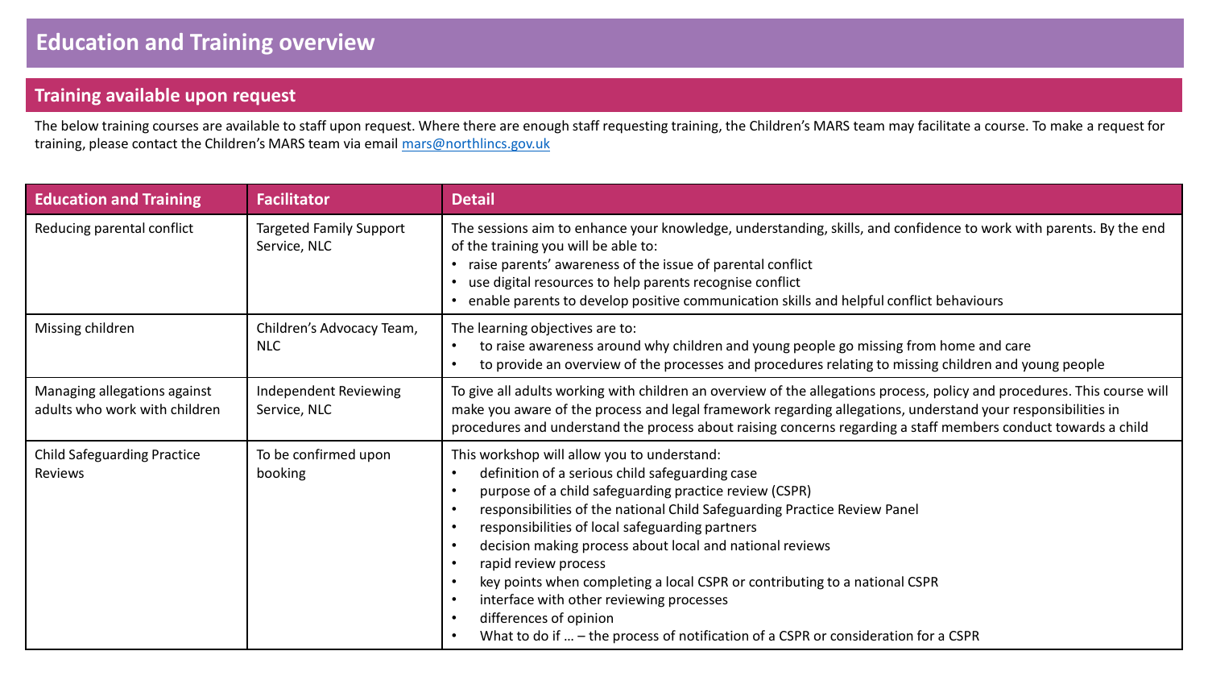# Education and Training overview

## Training available upon request

The below training courses are available to staff upon request. Where there are enough staff requesting training, the Children's MARS team may facilitate a course. To make a request for training, please contact the Children's MARS team via email [mars@northlincs.gov.uk](mailto:mars@northlincs.gov.uk)

| Education and Training | Facilitator | Detail |
|---|---|---|
| Reducing parental conflict | Targeted Family Support Service, NLC | The sessions aim to enhance your knowledge, understanding, skills, and confidence to work with parents. By the end of the training you will be able to:<br>• raise parents' awareness of the issue of parental conflict<br>• use digital resources to help parents recognise conflict<br>• enable parents to develop positive communication skills and helpful conflict behaviours |
| Missing children | Children's Advocacy Team, NLC | The learning objectives are to:<br>• to raise awareness around why children and young people go missing from home and care<br>• to provide an overview of the processes and procedures relating to missing children and young people |
| Managing allegations against adults who work with children | Independent Reviewing Service, NLC | To give all adults working with children an overview of the allegations process, policy and procedures. This course will make you aware of the process and legal framework regarding allegations, understand your responsibilities in procedures and understand the process about raising concerns regarding a staff members conduct towards a child |
| Child Safeguarding Practice Reviews | To be confirmed upon booking | This workshop will allow you to understand:<br>• definition of a serious child safeguarding case<br>• purpose of a child safeguarding practice review (CSPR)<br>• responsibilities of the national Child Safeguarding Practice Review Panel<br>• responsibilities of local safeguarding partners<br>• decision making process about local and national reviews<br>• rapid review process<br>• key points when completing a local CSPR or contributing to a national CSPR<br>• interface with other reviewing processes<br>• differences of opinion<br>• What to do if … – the process of notification of a CSPR or consideration for a CSPR |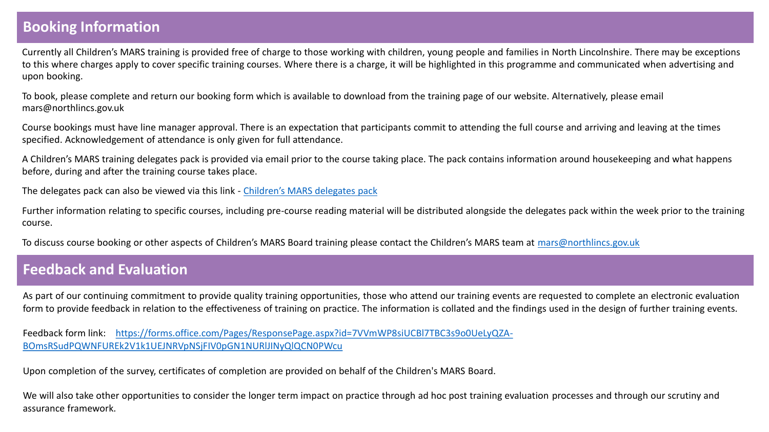## Booking Information

Currently all Children's MARS training is provided free of charge to those working with children, young people and families in North Lincolnshire. There may be exceptions to this where charges apply to cover specific training courses. Where there is a charge, it will be highlighted in this programme and communicated when advertising and upon booking.

To book, please complete and return our booking form which is available to download from the training page of our website. Alternatively, please email mars@northlincs.gov.uk

Course bookings must have line manager approval. There is an expectation that participants commit to attending the full course and arriving and leaving at the times specified. Acknowledgement of attendance is only given for full attendance.

A Children's MARS training delegates pack is provided via email prior to the course taking place. The pack contains information around housekeeping and what happens before, during and after the training course takes place.

The delegates pack can also be viewed via this link - Children's MARS delegates pack

Further information relating to specific courses, including pre-course reading material will be distributed alongside the delegates pack within the week prior to the training course.

To discuss course booking or other aspects of Children's MARS Board training please contact the Children's MARS team at mars@northlincs.gov.uk

## Feedback and Evaluation

As part of our continuing commitment to provide quality training opportunities, those who attend our training events are requested to complete an electronic evaluation form to provide feedback in relation to the effectiveness of training on practice. The information is collated and the findings used in the design of further training events.

Feedback form link: https://forms.office.com/Pages/ResponsePage.aspx?id=7VVmWP8siUCBl7TBC3s9o0UeLyQZA-BOmsRSudPQWNFUREk2V1k1UEJNRVpNSjFIV0pGN1NURlJINyQlQCN0PWcu

Upon completion of the survey, certificates of completion are provided on behalf of the Children's MARS Board.

We will also take other opportunities to consider the longer term impact on practice through ad hoc post training evaluation processes and through our scrutiny and assurance framework.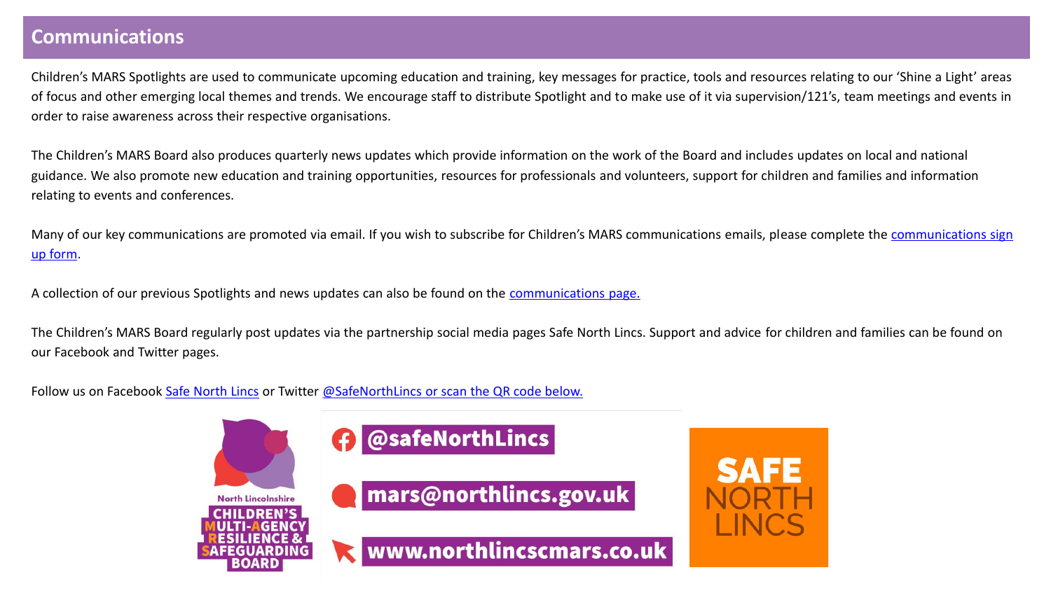## Communications

Children's MARS Spotlights are used to communicate upcoming education and training, key messages for practice, tools and resources relating to our 'Shine a Light' areas of focus and other emerging local themes and trends. We encourage staff to distribute Spotlight and to make use of it via supervision/121's, team meetings and events in order to raise awareness across their respective organisations.

The Children's MARS Board also produces quarterly news updates which provide information on the work of the Board and includes updates on local and national guidance. We also promote new education and training opportunities, resources for professionals and volunteers, support for children and families and information relating to events and conferences.

Many of our key communications are promoted via email. If you wish to subscribe for Children's MARS communications emails, please complete the communications sign up form.

A collection of our previous Spotlights and news updates can also be found on the communications page.

The Children's MARS Board regularly post updates via the partnership social media pages Safe North Lincs. Support and advice for children and families can be found on our Facebook and Twitter pages.

Follow us on Facebook Safe North Lincs or Twitter @SafeNorthLincs or scan the QR code below.

North Lincolnshire CHILDREN'S MULTI-AGENCY RESILIENCE & SAFEGUARDING BOARD

@safeNorthLincs

mars@northlincs.gov.uk

www.northlincscmars.co.uk

SAFE NORTH LINCS